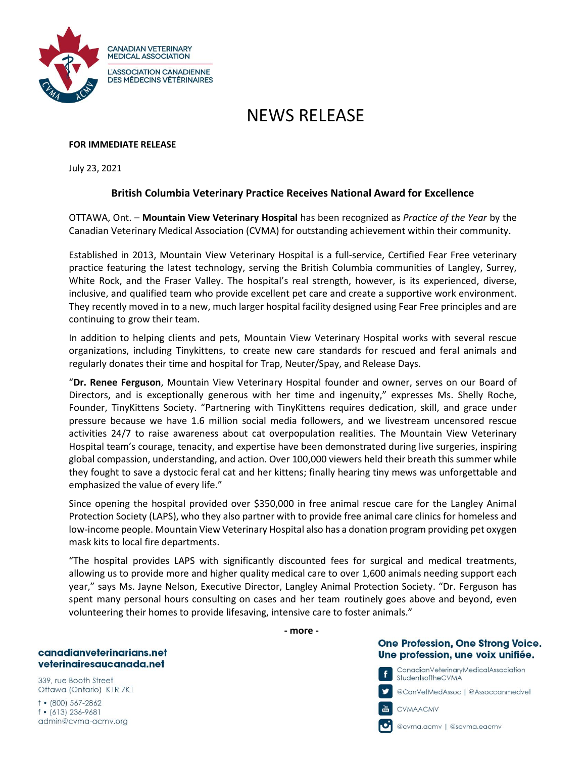CANADIAN VETERINARY MEDICAL ASSOCIATION

L'ASSOCIATION CANADIENNE DES MÉDECINS VÉTÉRINAIRES

# NEWS RELEASE

**FOR IMMEDIATE RELEASE**

July 23, 2021

## British Columbia Veterinary Practice Receives National Award for Excellence

OTTAWA, Ont. – **Mountain View Veterinary Hospital** has been recognized as *Practice of the Year* by the Canadian Veterinary Medical Association (CVMA) for outstanding achievement within their community.

Established in 2013, Mountain View Veterinary Hospital is a full-service, Certified Fear Free veterinary practice featuring the latest technology, serving the British Columbia communities of Langley, Surrey, White Rock, and the Fraser Valley. The hospital's real strength, however, is its experienced, diverse, inclusive, and qualified team who provide excellent pet care and create a supportive work environment. They recently moved in to a new, much larger hospital facility designed using Fear Free principles and are continuing to grow their team.

In addition to helping clients and pets, Mountain View Veterinary Hospital works with several rescue organizations, including Tinykittens, to create new care standards for rescued and feral animals and regularly donates their time and hospital for Trap, Neuter/Spay, and Release Days.

"**Dr. Renee Ferguson**, Mountain View Veterinary Hospital founder and owner, serves on our Board of Directors, and is exceptionally generous with her time and ingenuity," expresses Ms. Shelly Roche, Founder, TinyKittens Society. "Partnering with TinyKittens requires dedication, skill, and grace under pressure because we have 1.6 million social media followers, and we livestream uncensored rescue activities 24/7 to raise awareness about cat overpopulation realities. The Mountain View Veterinary Hospital team's courage, tenacity, and expertise have been demonstrated during live surgeries, inspiring global compassion, understanding, and action. Over 100,000 viewers held their breath this summer while they fought to save a dystocic feral cat and her kittens; finally hearing tiny mews was unforgettable and emphasized the value of every life."

Since opening the hospital provided over $350,000 in free animal rescue care for the Langley Animal Protection Society (LAPS), who they also partner with to provide free animal care clinics for homeless and low-income people. Mountain View Veterinary Hospital also has a donation program providing pet oxygen mask kits to local fire departments.

"The hospital provides LAPS with significantly discounted fees for surgical and medical treatments, allowing us to provide more and higher quality medical care to over 1,600 animals needing support each year," says Ms. Jayne Nelson, Executive Director, Langley Animal Protection Society. "Dr. Ferguson has spent many personal hours consulting on cases and her team routinely goes above and beyond, even volunteering their homes to provide lifesaving, intensive care to foster animals."

**- more -**

**canadianveterinarians.net**
**veterinairesaucanada.net**

339, rue Booth Street
Ottawa (Ontario) K1R 7K1

t • (800) 567-2862
f • (613) 236-9681
admin@cvma-acmv.org

**One Profession, One Strong Voice.**
**Une profession, une voix unifiée.**

CanadianVeterinaryMedicalAssociation
StudentsoftheCVMA

@CanVetMedAssoc | @Assoccanmedvet

CVMAACMV

@cvma.acmv | @scvma.eacmv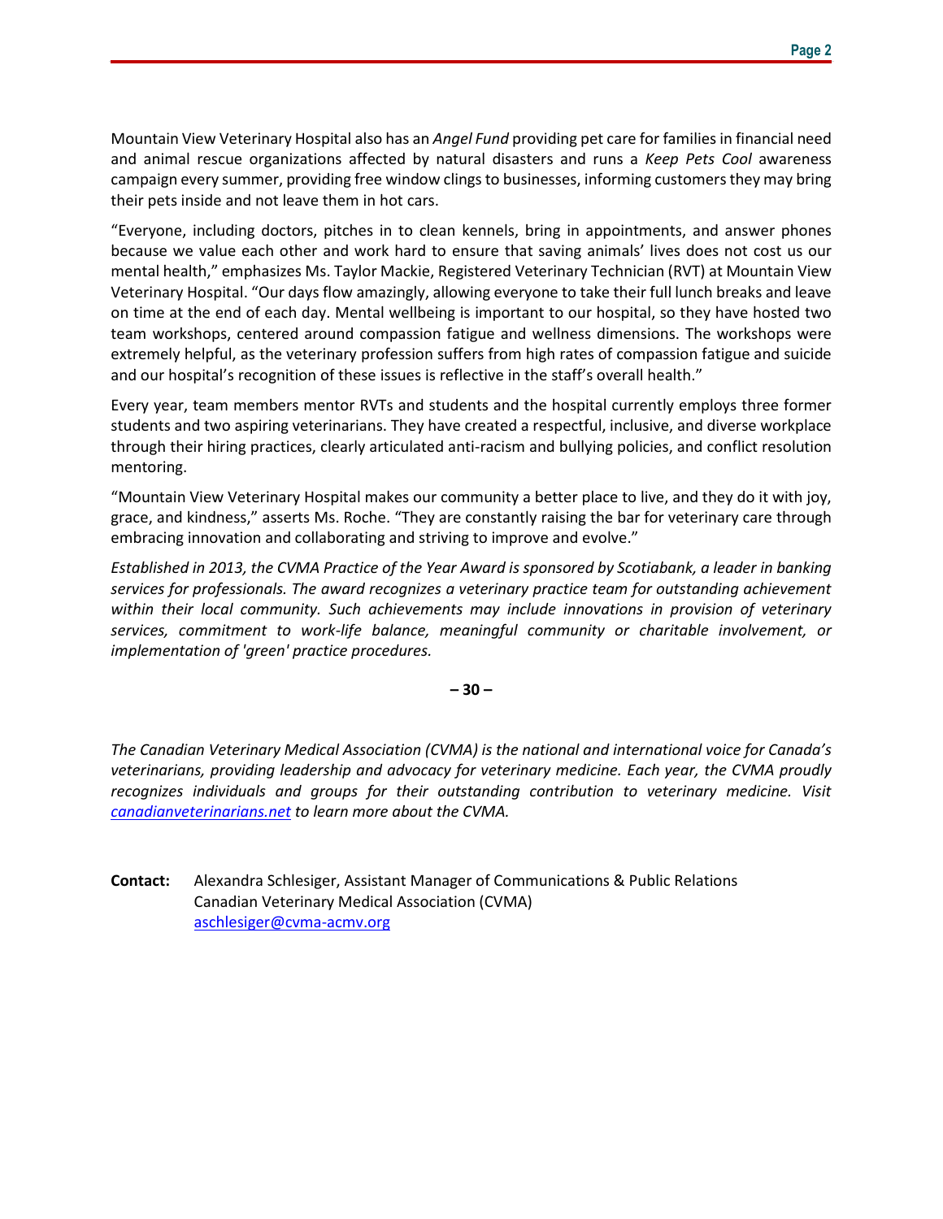Mountain View Veterinary Hospital also has an *Angel Fund* providing pet care for families in financial need and animal rescue organizations affected by natural disasters and runs a *Keep Pets Cool* awareness campaign every summer, providing free window clings to businesses, informing customers they may bring their pets inside and not leave them in hot cars.

"Everyone, including doctors, pitches in to clean kennels, bring in appointments, and answer phones because we value each other and work hard to ensure that saving animals' lives does not cost us our mental health," emphasizes Ms. Taylor Mackie, Registered Veterinary Technician (RVT) at Mountain View Veterinary Hospital. "Our days flow amazingly, allowing everyone to take their full lunch breaks and leave on time at the end of each day. Mental wellbeing is important to our hospital, so they have hosted two team workshops, centered around compassion fatigue and wellness dimensions. The workshops were extremely helpful, as the veterinary profession suffers from high rates of compassion fatigue and suicide and our hospital's recognition of these issues is reflective in the staff's overall health."

Every year, team members mentor RVTs and students and the hospital currently employs three former students and two aspiring veterinarians. They have created a respectful, inclusive, and diverse workplace through their hiring practices, clearly articulated anti-racism and bullying policies, and conflict resolution mentoring.

"Mountain View Veterinary Hospital makes our community a better place to live, and they do it with joy, grace, and kindness," asserts Ms. Roche. "They are constantly raising the bar for veterinary care through embracing innovation and collaborating and striving to improve and evolve."

*Established in 2013, the CVMA Practice of the Year Award is sponsored by Scotiabank, a leader in banking services for professionals. The award recognizes a veterinary practice team for outstanding achievement within their local community. Such achievements may include innovations in provision of veterinary services, commitment to work-life balance, meaningful community or charitable involvement, or implementation of 'green' practice procedures.*

**– 30 –**

*The Canadian Veterinary Medical Association (CVMA) is the national and international voice for Canada's veterinarians, providing leadership and advocacy for veterinary medicine. Each year, the CVMA proudly recognizes individuals and groups for their outstanding contribution to veterinary medicine. Visit [canadianveterinarians.net](canadianveterinarians.net) to learn more about the CVMA.*

**Contact:** Alexandra Schlesiger, Assistant Manager of Communications & Public Relations
Canadian Veterinary Medical Association (CVMA)
[aschlesiger@cvma-acmv.org](mailto:aschlesiger@cvma-acmv.org)